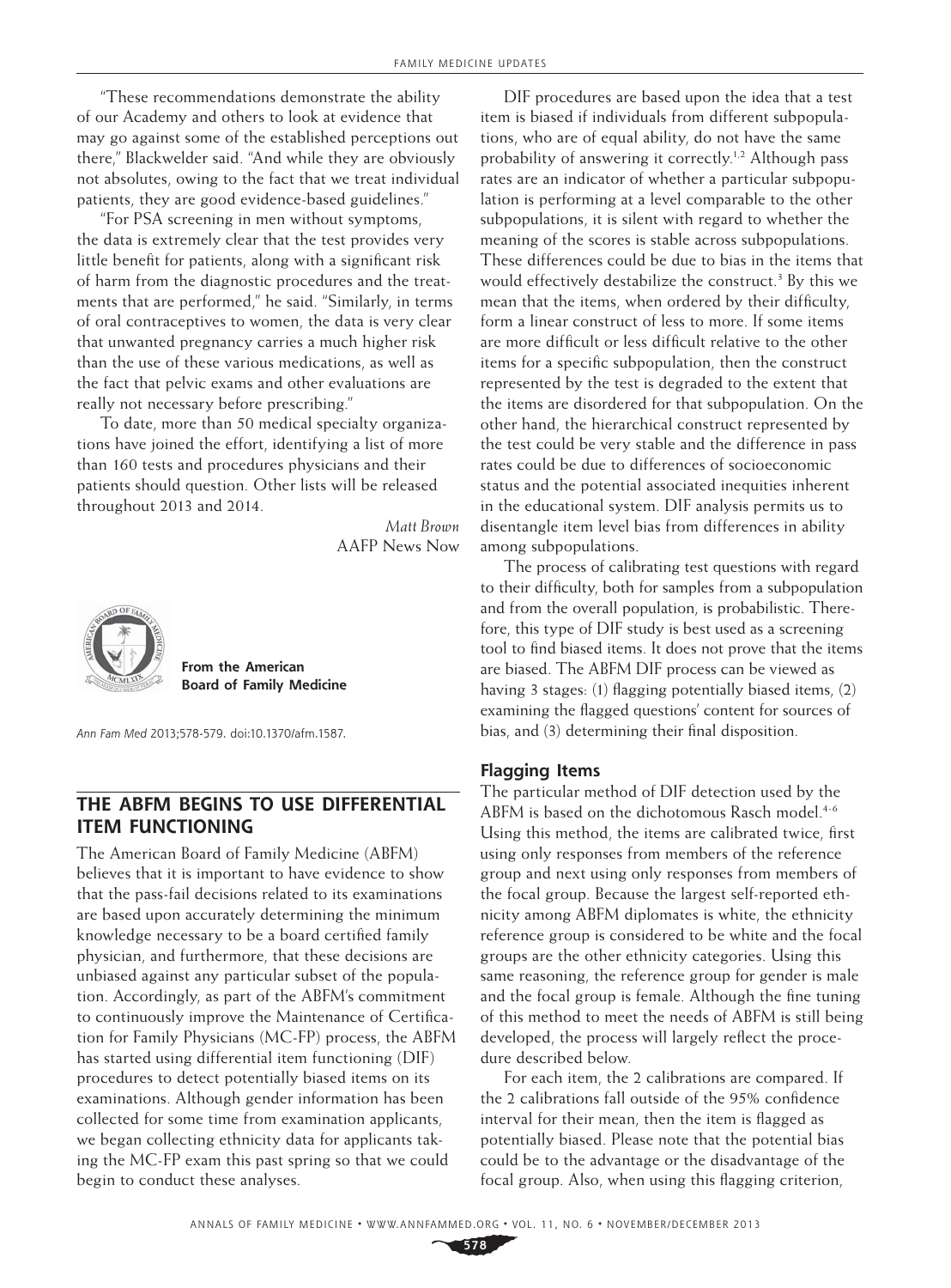"These recommendations demonstrate the ability of our Academy and others to look at evidence that may go against some of the established perceptions out there," Blackwelder said. "And while they are obviously not absolutes, owing to the fact that we treat individual patients, they are good evidence-based guidelines."

"For PSA screening in men without symptoms, the data is extremely clear that the test provides very little benefit for patients, along with a significant risk of harm from the diagnostic procedures and the treatments that are performed," he said. "Similarly, in terms of oral contraceptives to women, the data is very clear that unwanted pregnancy carries a much higher risk than the use of these various medications, as well as the fact that pelvic exams and other evaluations are really not necessary before prescribing."

To date, more than 50 medical specialty organizations have joined the effort, identifying a list of more than 160 tests and procedures physicians and their patients should question. Other lists will be released throughout 2013 and 2014.

*Matt Brown*
AAFP News Now

**From the American Board of Family Medicine**

*Ann Fam Med* 2013;578-579. doi:10.1370/afm.1587.

## THE ABFM BEGINS TO USE DIFFERENTIAL ITEM FUNCTIONING

The American Board of Family Medicine (ABFM) believes that it is important to have evidence to show that the pass-fail decisions related to its examinations are based upon accurately determining the minimum knowledge necessary to be a board certified family physician, and furthermore, that these decisions are unbiased against any particular subset of the population. Accordingly, as part of the ABFM's commitment to continuously improve the Maintenance of Certification for Family Physicians (MC-FP) process, the ABFM has started using differential item functioning (DIF) procedures to detect potentially biased items on its examinations. Although gender information has been collected for some time from examination applicants, we began collecting ethnicity data for applicants taking the MC-FP exam this past spring so that we could begin to conduct these analyses.

DIF procedures are based upon the idea that a test item is biased if individuals from different subpopulations, who are of equal ability, do not have the same probability of answering it correctly.[1,2] Although pass rates are an indicator of whether a particular subpopulation is performing at a level comparable to the other subpopulations, it is silent with regard to whether the meaning of the scores is stable across subpopulations. These differences could be due to bias in the items that would effectively destabilize the construct.[3] By this we mean that the items, when ordered by their difficulty, form a linear construct of less to more. If some items are more difficult or less difficult relative to the other items for a specific subpopulation, then the construct represented by the test is degraded to the extent that the items are disordered for that subpopulation. On the other hand, the hierarchical construct represented by the test could be very stable and the difference in pass rates could be due to differences of socioeconomic status and the potential associated inequities inherent in the educational system. DIF analysis permits us to disentangle item level bias from differences in ability among subpopulations.

The process of calibrating test questions with regard to their difficulty, both for samples from a subpopulation and from the overall population, is probabilistic. Therefore, this type of DIF study is best used as a screening tool to find biased items. It does not prove that the items are biased. The ABFM DIF process can be viewed as having 3 stages: (1) flagging potentially biased items, (2) examining the flagged questions' content for sources of bias, and (3) determining their final disposition.

### Flagging Items

The particular method of DIF detection used by the ABFM is based on the dichotomous Rasch model.[4-6] Using this method, the items are calibrated twice, first using only responses from members of the reference group and next using only responses from members of the focal group. Because the largest self-reported ethnicity among ABFM diplomates is white, the ethnicity reference group is considered to be white and the focal groups are the other ethnicity categories. Using this same reasoning, the reference group for gender is male and the focal group is female. Although the fine tuning of this method to meet the needs of ABFM is still being developed, the process will largely reflect the procedure described below.

For each item, the 2 calibrations are compared. If the 2 calibrations fall outside of the 95% confidence interval for their mean, then the item is flagged as potentially biased. Please note that the potential bias could be to the advantage or the disadvantage of the focal group. Also, when using this flagging criterion,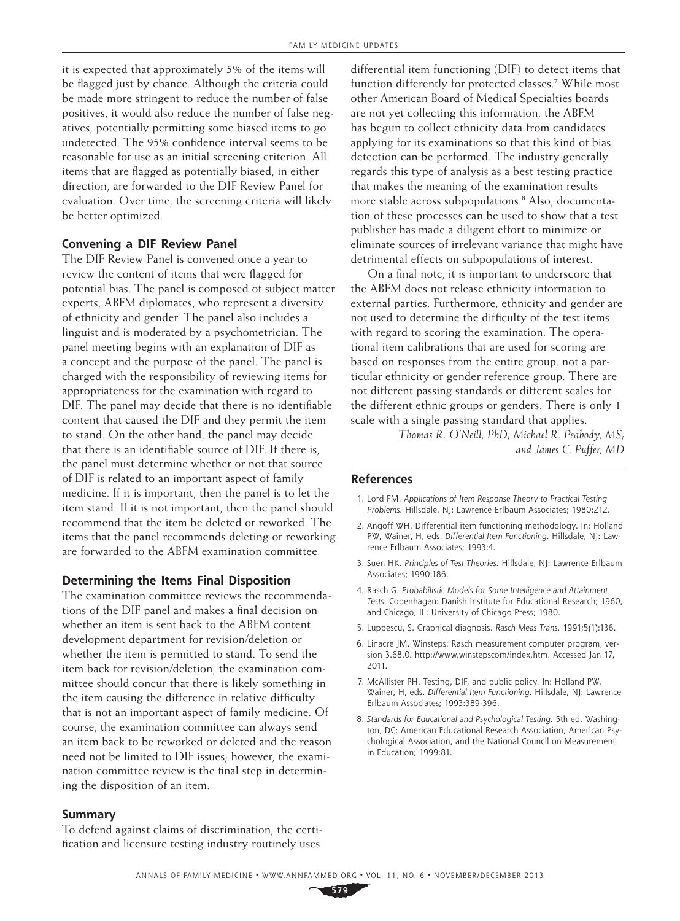it is expected that approximately 5% of the items will be flagged just by chance. Although the criteria could be made more stringent to reduce the number of false positives, it would also reduce the number of false negatives, potentially permitting some biased items to go undetected. The 95% confidence interval seems to be reasonable for use as an initial screening criterion. All items that are flagged as potentially biased, in either direction, are forwarded to the DIF Review Panel for evaluation. Over time, the screening criteria will likely be better optimized.

### Convening a DIF Review Panel

The DIF Review Panel is convened once a year to review the content of items that were flagged for potential bias. The panel is composed of subject matter experts, ABFM diplomates, who represent a diversity of ethnicity and gender. The panel also includes a linguist and is moderated by a psychometrician. The panel meeting begins with an explanation of DIF as a concept and the purpose of the panel. The panel is charged with the responsibility of reviewing items for appropriateness for the examination with regard to DIF. The panel may decide that there is no identifiable content that caused the DIF and they permit the item to stand. On the other hand, the panel may decide that there is an identifiable source of DIF. If there is, the panel must determine whether or not that source of DIF is related to an important aspect of family medicine. If it is important, then the panel is to let the item stand. If it is not important, then the panel should recommend that the item be deleted or reworked. The items that the panel recommends deleting or reworking are forwarded to the ABFM examination committee.

### Determining the Items Final Disposition

The examination committee reviews the recommendations of the DIF panel and makes a final decision on whether an item is sent back to the ABFM content development department for revision/deletion or whether the item is permitted to stand. To send the item back for revision/deletion, the examination committee should concur that there is likely something in the item causing the difference in relative difficulty that is not an important aspect of family medicine. Of course, the examination committee can always send an item back to be reworked or deleted and the reason need not be limited to DIF issues; however, the examination committee review is the final step in determining the disposition of an item.

### Summary

To defend against claims of discrimination, the certification and licensure testing industry routinely uses differential item functioning (DIF) to detect items that function differently for protected classes.[7] While most other American Board of Medical Specialties boards are not yet collecting this information, the ABFM has begun to collect ethnicity data from candidates applying for its examinations so that this kind of bias detection can be performed. The industry generally regards this type of analysis as a best testing practice that makes the meaning of the examination results more stable across subpopulations.[8] Also, documentation of these processes can be used to show that a test publisher has made a diligent effort to minimize or eliminate sources of irrelevant variance that might have detrimental effects on subpopulations of interest.

On a final note, it is important to underscore that the ABFM does not release ethnicity information to external parties. Furthermore, ethnicity and gender are not used to determine the difficulty of the test items with regard to scoring the examination. The operational item calibrations that are used for scoring are based on responses from the entire group, not a particular ethnicity or gender reference group. There are not different passing standards or different scales for the different ethnic groups or genders. There is only 1 scale with a single passing standard that applies.

*Thomas R. O'Neill, PhD; Michael R. Peabody, MS; and James C. Puffer, MD*

### References

1. Lord FM. *Applications of Item Response Theory to Practical Testing Problems.* Hillsdale, NJ: Lawrence Erlbaum Associates; 1980:212.
2. Angoff WH. Differential item functioning methodology. In: Holland PW, Wainer, H, eds. *Differential Item Functioning*. Hillsdale, NJ: Lawrence Erlbaum Associates; 1993:4.
3. Suen HK. *Principles of Test Theories.* Hillsdale, NJ: Lawrence Erlbaum Associates; 1990:186.
4. Rasch G. *Probabilistic Models for Some Intelligence and Attainment Tests.* Copenhagen: Danish Institute for Educational Research; 1960, and Chicago, IL: University of Chicago Press; 1980.
5. Luppescu, S. Graphical diagnosis. *Rasch Meas Trans.* 1991;5(1):136.
6. Linacre JM. Winsteps: Rasch measurement computer program, version 3.68.0. http://www.winstepscom/index.htm. Accessed Jan 17, 2011.
7. McAllister PH. Testing, DIF, and public policy. In: Holland PW, Wainer, H, eds. *Differential Item Functioning.* Hillsdale, NJ: Lawrence Erlbaum Associates; 1993:389-396.
8. *Standards for Educational and Psychological Testing.* 5th ed. Washington, DC: American Educational Research Association, American Psychological Association, and the National Council on Measurement in Education; 1999:81.